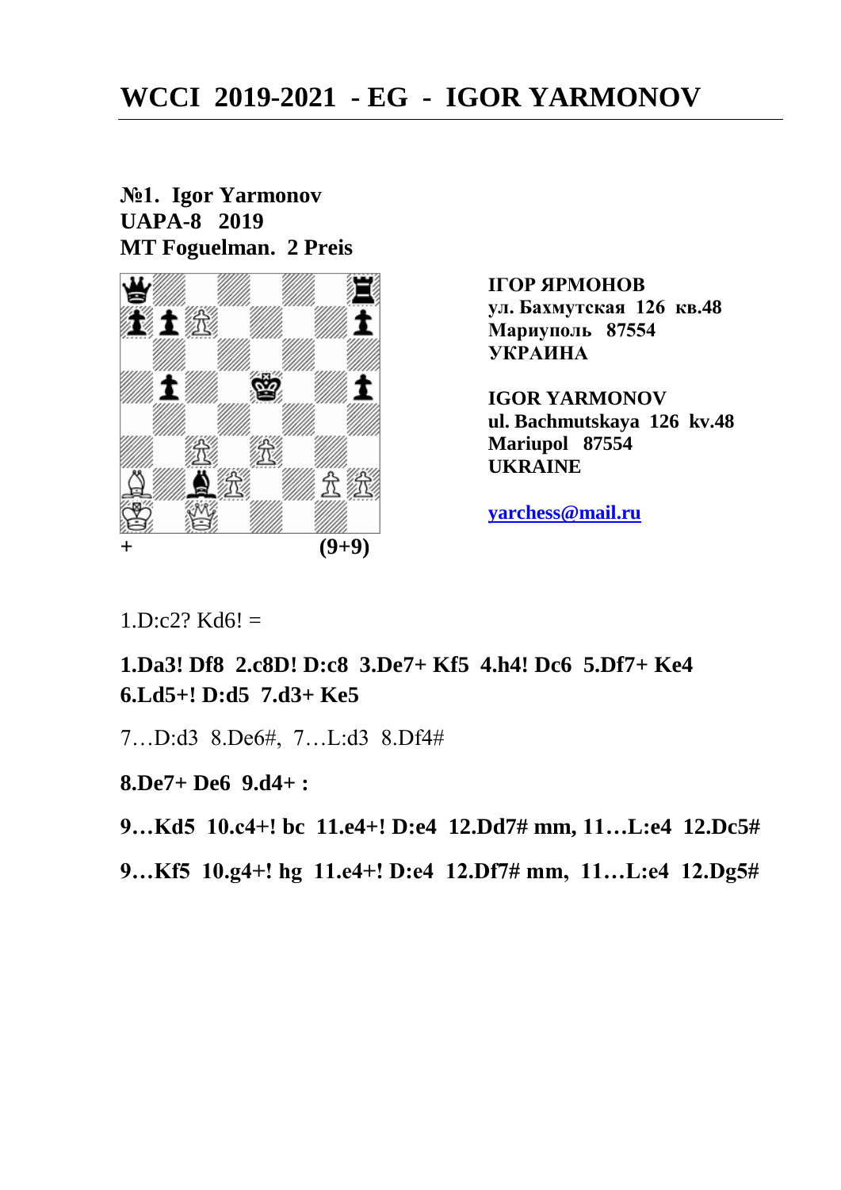# WCCI 2019-2021 - EG - IGOR YARMONOV

**№1. Igor Yarmonov**
**UAPA-8 2019**
**MT Foguelman. 2 Preis**

**+ (9+9)**

**ІГОР ЯРМОНОВ**
**ул. Бахмутская 126 кв.48**
**Мариуполь 87554**
**УКРАИНА**

**IGOR YARMONOV**
**ul. Bachmutskaya 126 kv.48**
**Mariupol 87554**
**UKRAINE**

**yarchess@mail.ru**

1.D:c2? Kd6! =

**1.Da3! Df8 2.c8D! D:c8 3.De7+ Kf5 4.h4! Dc6 5.Df7+ Ke4 6.Ld5+! D:d5 7.d3+ Ke5**

7…D:d3 8.De6#, 7…L:d3 8.Df4#

**8.De7+ De6 9.d4+ :**

**9…Kd5 10.c4+! bc 11.e4+! D:e4 12.Dd7# mm, 11…L:e4 12.Dc5#**

**9…Kf5 10.g4+! hg 11.e4+! D:e4 12.Df7# mm, 11…L:e4 12.Dg5#**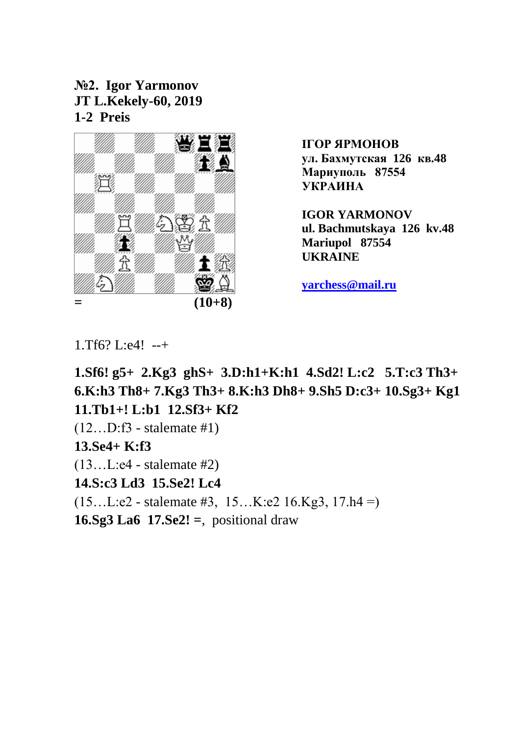**№2. Igor Yarmonov**
**JT L.Kekely-60, 2019**
**1-2 Preis**

**ІГОР ЯРМОНОВ**
**ул. Бахмутская 126 кв.48**
**Мариуполь 87554**
**УКРАИНА**

**IGOR YARMONOV**
**ul. Bachmutskaya 126 kv.48**
**Mariupol 87554**
**UKRAINE**

[yarchess@mail.ru](mailto:yarchess@mail.ru)

= **(10+8)**

1.Tf6? L:e4! --+

**1.Sf6! g5+ 2.Kg3 ghS+ 3.D:h1+K:h1 4.Sd2! L:c2 5.T:c3 Th3+ 6.K:h3 Th8+ 7.Kg3 Th3+ 8.K:h3 Dh8+ 9.Sh5 D:c3+ 10.Sg3+ Kg1 11.Tb1+! L:b1 12.Sf3+ Kf2**

(12…D:f3 - stalemate #1)

**13.Se4+ K:f3**

(13…L:e4 - stalemate #2)

**14.S:c3 Ld3 15.Se2! Lc4**

(15…L:e2 - stalemate #3, 15…K:e2 16.Kg3, 17.h4 =)

**16.Sg3 La6 17.Se2! =**, positional draw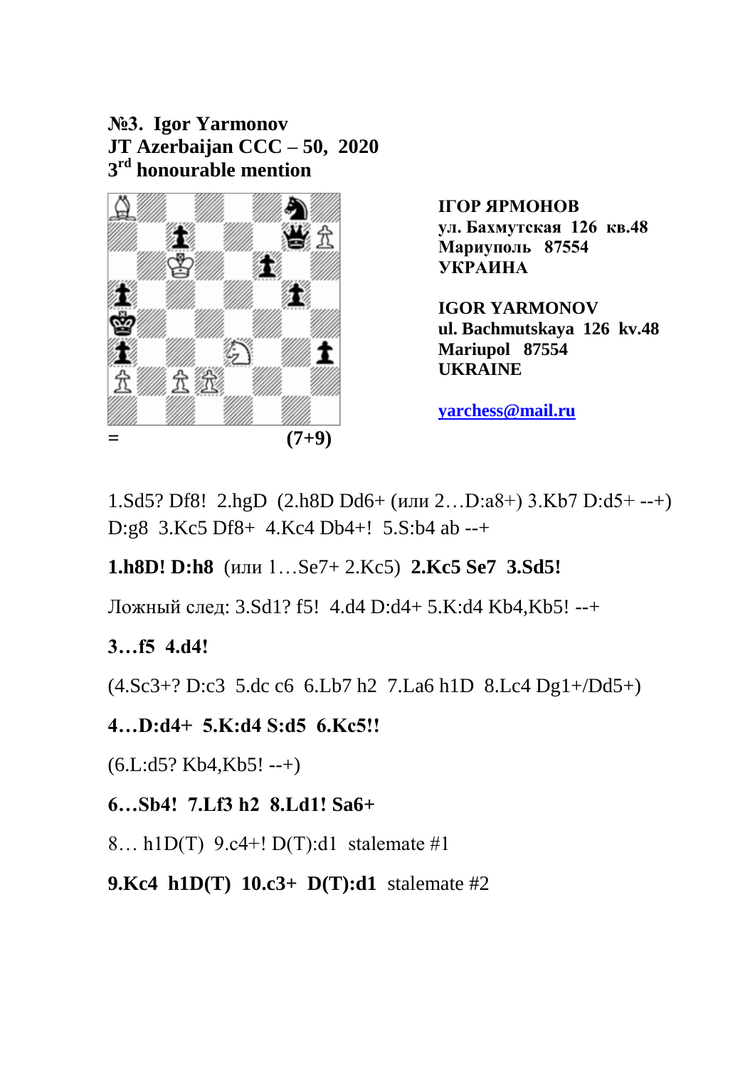**№3. Igor Yarmonov**
**JT Azerbaijan CCC – 50, 2020**
**3rd honourable mention**

= (7+9)

**ІГОР ЯРМОНОВ**
**ул. Бахмутская 126 кв.48**
**Мариуполь 87554**
**УКРАИНА**

**IGOR YARMONOV**
**ul. Bachmutskaya 126 kv.48**
**Mariupol 87554**
**UKRAINE**

**yarchess@mail.ru**

1.Sd5? Df8! 2.hgD (2.h8D Dd6+ (или 2…D:a8+) 3.Kb7 D:d5+ --+) D:g8 3.Kc5 Df8+ 4.Kc4 Db4+! 5.S:b4 ab --+

**1.h8D! D:h8** (или 1…Se7+ 2.Kc5) **2.Kc5 Se7 3.Sd5!**

Ложный след: 3.Sd1? f5! 4.d4 D:d4+ 5.K:d4 Kb4,Kb5! --+

**3…f5 4.d4!**

(4.Sc3+? D:c3 5.dc c6 6.Lb7 h2 7.La6 h1D 8.Lc4 Dg1+/Dd5+)

**4…D:d4+ 5.K:d4 S:d5 6.Kc5!!**

(6.L:d5? Kb4,Kb5! --+)

**6…Sb4! 7.Lf3 h2 8.Ld1! Sa6+**

8… h1D(T) 9.c4+! D(T):d1 stalemate #1

**9.Kc4 h1D(T) 10.c3+ D(T):d1** stalemate #2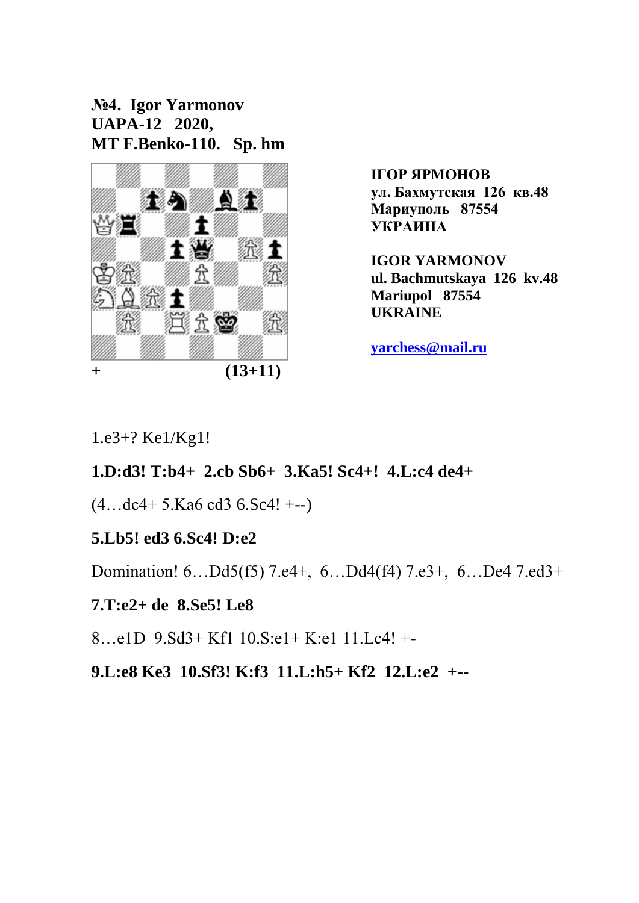**№4. Igor Yarmonov**
**UAPA-12 2020,**
**MT F.Benko-110. Sp. hm**

**+ (13+11)**

**ІГОР ЯРМОНОВ**
**ул. Бахмутская 126 кв.48**
**Мариуполь 87554**
**УКРАИНА**

**IGOR YARMONOV**
**ul. Bachmutskaya 126 kv.48**
**Mariupol 87554**
**UKRAINE**

**yarchess@mail.ru**

1.e3+? Ke1/Kg1!

**1.D:d3! T:b4+ 2.cb Sb6+ 3.Ka5! Sc4+! 4.L:c4 de4+**

(4…dc4+ 5.Ka6 cd3 6.Sc4! +--)

**5.Lb5! ed3 6.Sc4! D:e2**

Domination! 6…Dd5(f5) 7.e4+, 6…Dd4(f4) 7.e3+, 6…De4 7.ed3+

**7.T:e2+ de 8.Se5! Le8**

8…e1D 9.Sd3+ Kf1 10.S:e1+ K:e1 11.Lc4! +-

**9.L:e8 Ke3 10.Sf3! K:f3 11.L:h5+ Kf2 12.L:e2 +--**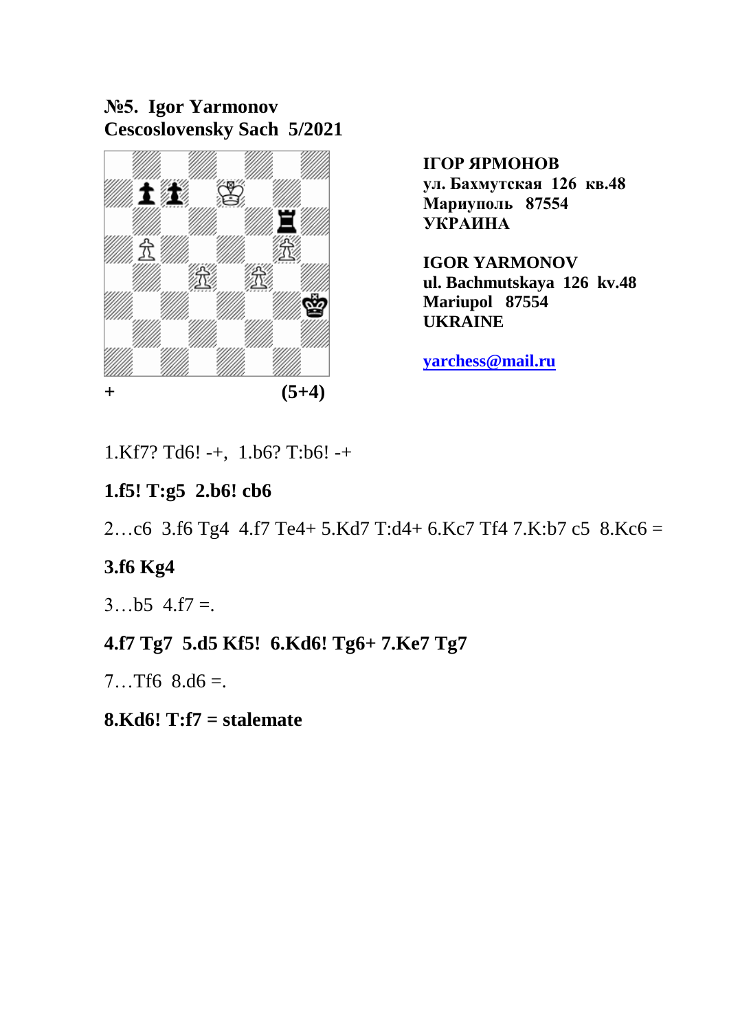**№5. Igor Yarmonov**
**Cescoslovensky Sach 5/2021**

**ІГОР ЯРМОНОВ**
**ул. Бахмутская 126 кв.48**
**Мариуполь 87554**
**УКРАИНА**

**IGOR YARMONOV**
**ul. Bachmutskaya 126 kv.48**
**Mariupol 87554**
**UKRAINE**

[yarchess@mail.ru](mailto:yarchess@mail.ru)

**+** **(5+4)**

1.Kf7? Td6! -+, 1.b6? T:b6! -+

**1.f5! T:g5 2.b6! cb6**

2…c6 3.f6 Tg4 4.f7 Te4+ 5.Kd7 T:d4+ 6.Kc7 Tf4 7.K:b7 c5 8.Kc6 =

**3.f6 Kg4**

3…b5 4.f7 =.

**4.f7 Tg7 5.d5 Kf5! 6.Kd6! Tg6+ 7.Ke7 Tg7**

7…Tf6 8.d6 =.

**8.Kd6! T:f7 = stalemate**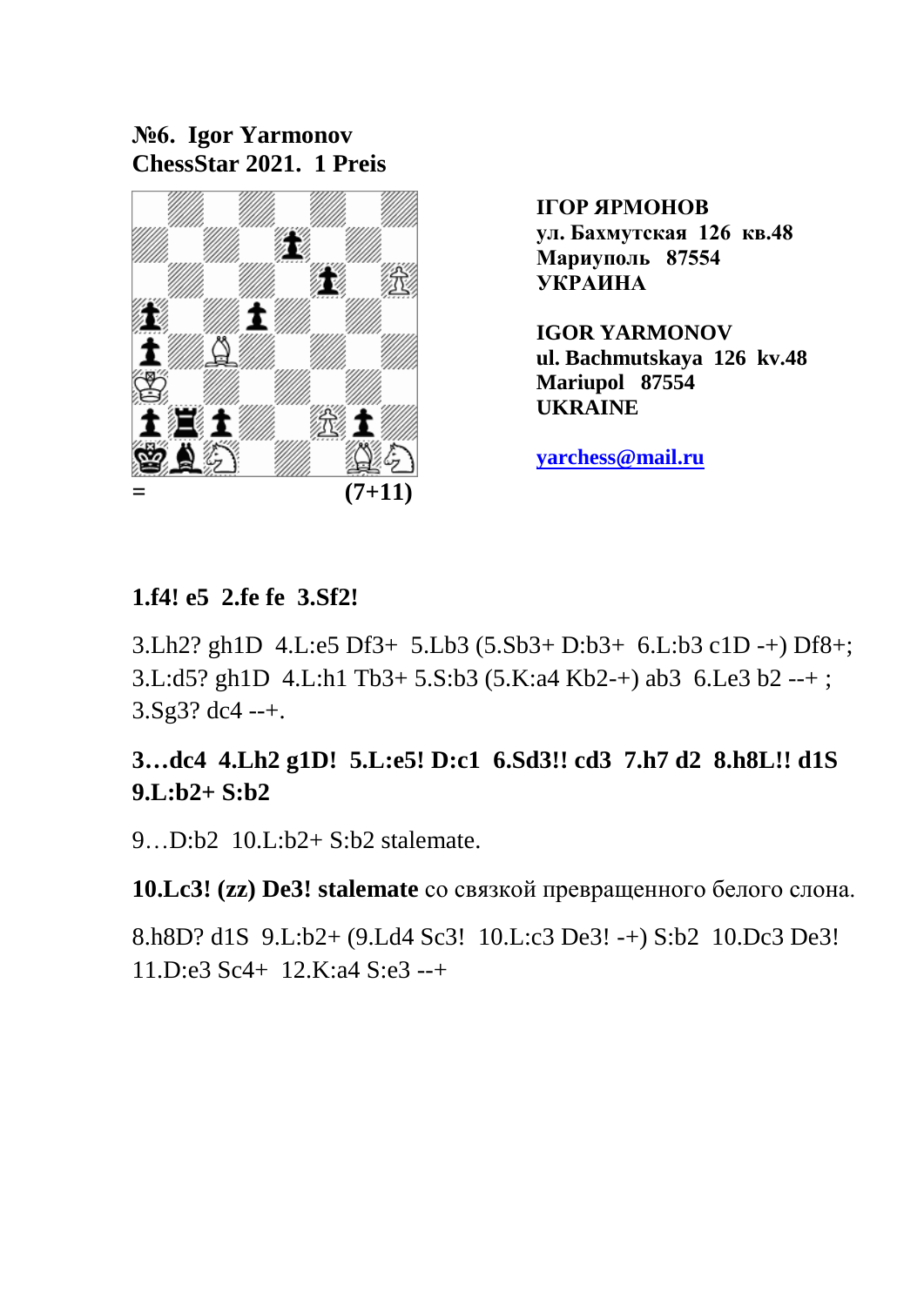**№6. Igor Yarmonov**
**ChessStar 2021. 1 Preis**

= (7+11)

**ІГОР ЯРМОНОВ**
**ул. Бахмутская 126 кв.48**
**Мариуполь 87554**
**УКРАИНА**

**IGOR YARMONOV**
**ul. Bachmutskaya 126 kv.48**
**Mariupol 87554**
**UKRAINE**

yarchess@mail.ru

**1.f4! e5 2.fe fe 3.Sf2!**

3.Lh2? gh1D 4.L:e5 Df3+ 5.Lb3 (5.Sb3+ D:b3+ 6.L:b3 c1D -+) Df8+; 3.L:d5? gh1D 4.L:h1 Tb3+ 5.S:b3 (5.K:a4 Kb2-+) ab3 6.Le3 b2 --+ ; 3.Sg3? dc4 --+.

**3…dc4 4.Lh2 g1D! 5.L:e5! D:c1 6.Sd3!! cd3 7.h7 d2 8.h8L!! d1S 9.L:b2+ S:b2**

9…D:b2 10.L:b2+ S:b2 stalemate.

**10.Lc3! (zz) De3! stalemate** со связкой превращенного белого слона.

8.h8D? d1S 9.L:b2+ (9.Ld4 Sc3! 10.L:c3 De3! -+) S:b2 10.Dc3 De3! 11.D:e3 Sc4+ 12.K:a4 S:e3 --+